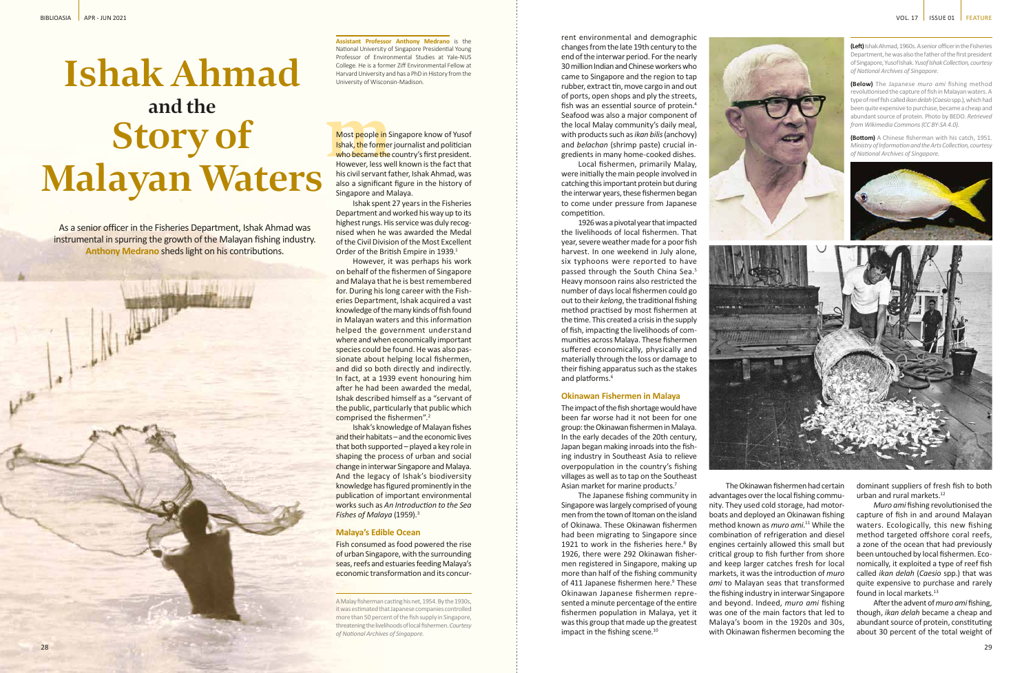# Ishak Ahmad and the Story of Malayan Waters

As a senior officer in the Fisheries Department, Ishak Ahmad was instrumental in spurring the growth of the Malayan fishing industry. **Anthony Medrano** sheds light on his contributions.

**Assistant Professor Anthony Medrano** is the National University of Singapore Presidential Young Professor of Environmental Studies at Yale-NUS College. He is a former Ziff Environmental Fellow at Harvard University and has a PhD in History from the University of Wisconsin-Madison.

Most people in Singapore know of Yusof Ishak, the former journalist and politician who became the country's first president. However, less well known is the fact that his civil servant father, Ishak Ahmad, was also a significant figure in the history of Singapore and Malaya.

Ishak spent 27 years in the Fisheries Department and worked his way up to its highest rungs. His service was duly recognised when he was awarded the Medal of the Civil Division of the Most Excellent Order of the British Empire in 1939.[1]

However, it was perhaps his work on behalf of the fishermen of Singapore and Malaya that he is best remembered for. During his long career with the Fisheries Department, Ishak acquired a vast knowledge of the many kinds of fish found in Malayan waters and this information helped the government understand where and when economically important species could be found. He was also passionate about helping local fishermen, and did so both directly and indirectly. In fact, at a 1939 event honouring him after he had been awarded the medal, Ishak described himself as a "servant of the public, particularly that public which comprised the fishermen".[2]

Ishak's knowledge of Malayan fishes and their habitats – and the economic lives that both supported – played a key role in shaping the process of urban and social change in interwar Singapore and Malaya. And the legacy of Ishak's biodiversity knowledge has figured prominently in the publication of important environmental works such as *An Introduction to the Sea Fishes of Malaya* (1959).[3]

A Malay fisherman casting his net, 1954. By the 1930s, it was estimated that Japanese companies controlled more than 50 percent of the fish supply in Singapore, threatening the livelihoods of local fishermen. *Courtesy of National Archives of Singapore.*

## Malaya's Edible Ocean

Fish consumed as food powered the rise of urban Singapore, with the surrounding seas, reefs and estuaries feeding Malaya's economic transformation and its concurrent environmental and demographic changes from the late 19th century to the end of the interwar period. For the nearly 30 million Indian and Chinese workers who came to Singapore and the region to tap rubber, extract tin, move cargo in and out of ports, open shops and ply the streets, fish was an essential source of protein.[4] Seafood was also a major component of the local Malay community's daily meal, with products such as *ikan bilis* (anchovy) and *belachan* (shrimp paste) crucial ingredients in many home-cooked dishes.

Local fishermen, primarily Malay, were initially the main people involved in catching this important protein but during the interwar years, these fishermen began to come under pressure from Japanese competition.

1926 was a pivotal year that impacted the livelihoods of local fishermen. That year, severe weather made for a poor fish harvest. In one weekend in July alone, six typhoons were reported to have passed through the South China Sea.[5] Heavy monsoon rains also restricted the number of days local fishermen could go out to their *kelong*, the traditional fishing method practised by most fishermen at the time. This created a crisis in the supply of fish, impacting the livelihoods of communities across Malaya. These fishermen suffered economically, physically and materially through the loss or damage to their fishing apparatus such as the stakes and platforms.[6]

## Okinawan Fishermen in Malaya

The impact of the fish shortage would have been far worse had it not been for one group: the Okinawan fishermen in Malaya. In the early decades of the 20th century, Japan began making inroads into the fishing industry in Southeast Asia to relieve overpopulation in the country's fishing villages as well as to tap on the Southeast Asian market for marine products.[7]

The Japanese fishing community in Singapore was largely comprised of young men from the town of Itoman on the island of Okinawa. These Okinawan fishermen had been migrating to Singapore since 1921 to work in the fisheries here.[8] By 1926, there were 292 Okinawan fishermen registered in Singapore, making up more than half of the fishing community of 411 Japanese fishermen here.[9] These Okinawan Japanese fishermen represented a minute percentage of the entire fishermen population in Malaya, yet it was this group that made up the greatest impact in the fishing scene.[10]

**(Left)** Ishak Ahmad, 1960s. A senior officer in the Fisheries Department, he was also the father of the first president of Singapore, Yusof Ishak. *Yusof Ishak Collection, courtesy of National Archives of Singapore.*

**(Below)** The Japanese *muro ami* fishing method revolutionised the capture of fish in Malayan waters. A type of reef fish called *ikan delah* (*Caesio* spp.), which had been quite expensive to purchase, became a cheap and abundant source of protein. Photo by BEDO. *Retrieved from Wikimedia Commons (CC BY-SA 4.0).*

**(Bottom)** A Chinese fisherman with his catch, 1951. *Ministry of Information and the Arts Collection, courtesy of National Archives of Singapore.*

The Okinawan fishermen had certain advantages over the local fishing community. They used cold storage, had motorboats and deployed an Okinawan fishing method known as *muro ami*.[11] While the combination of refrigeration and diesel engines certainly allowed this small but critical group to fish further from shore and keep larger catches fresh for local markets, it was the introduction of *muro ami* to Malayan seas that transformed the fishing industry in interwar Singapore and beyond. Indeed, *muro ami* fishing was one of the main factors that led to Malaya's boom in the 1920s and 30s, with Okinawan fishermen becoming the dominant suppliers of fresh fish to both urban and rural markets.[12]

*Muro ami* fishing revolutionised the capture of fish in and around Malayan waters. Ecologically, this new fishing method targeted offshore coral reefs, a zone of the ocean that had previously been untouched by local fishermen. Economically, it exploited a type of reef fish called *ikan delah* (*Caesio* spp.) that was quite expensive to purchase and rarely found in local markets.[13]

After the advent of *muro ami* fishing, though, *ikan delah* became a cheap and abundant source of protein, constituting about 30 percent of the total weight of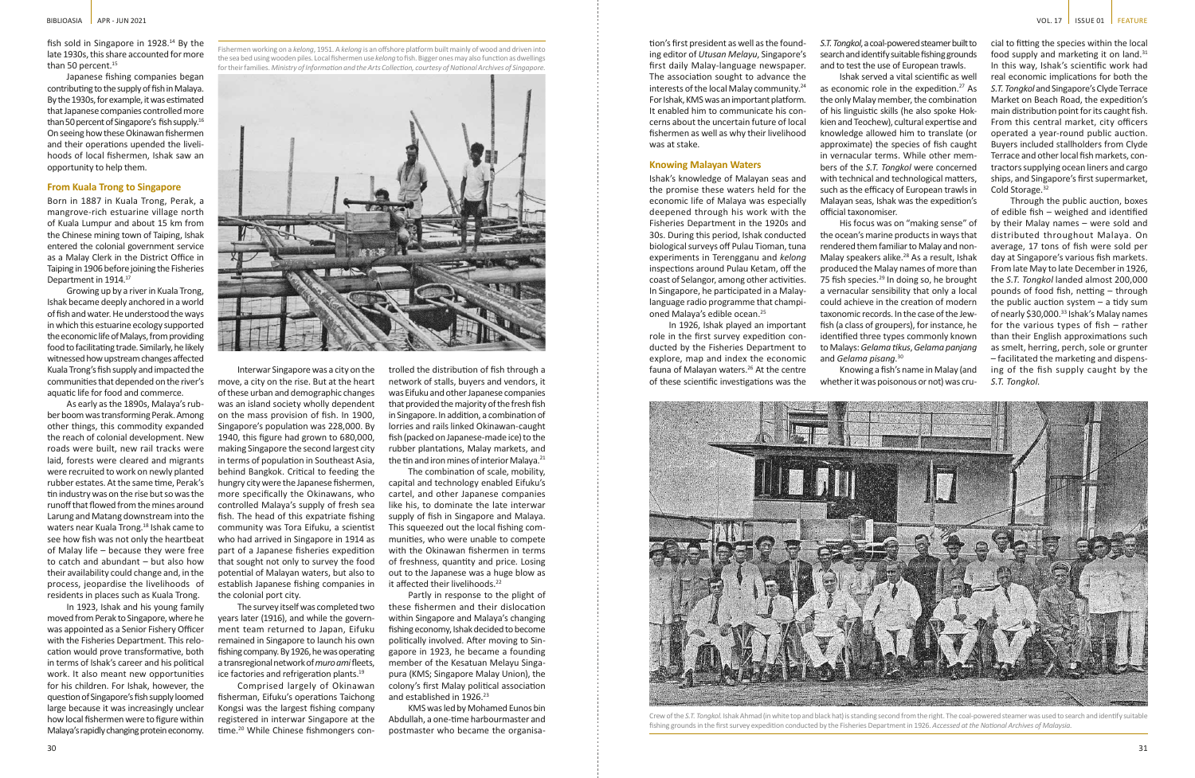fish sold in Singapore in 1928.[14] By the late 1930s, this share accounted for more than 50 percent.[15]

Japanese fishing companies began contributing to the supply of fish in Malaya. By the 1930s, for example, it was estimated that Japanese companies controlled more than 50 percent of Singapore's fish supply.[16] On seeing how these Okinawan fishermen and their operations upended the livelihoods of local fishermen, Ishak saw an opportunity to help them.

## From Kuala Trong to Singapore

Born in 1887 in Kuala Trong, Perak, a mangrove-rich estuarine village north of Kuala Lumpur and about 15 km from the Chinese mining town of Taiping, Ishak entered the colonial government service as a Malay Clerk in the District Office in Taiping in 1906 before joining the Fisheries Department in 1914.[17]

Growing up by a river in Kuala Trong, Ishak became deeply anchored in a world of fish and water. He understood the ways in which this estuarine ecology supported the economic life of Malays, from providing food to facilitating trade. Similarly, he likely witnessed how upstream changes affected Kuala Trong's fish supply and impacted the communities that depended on the river's aquatic life for food and commerce.

As early as the 1890s, Malaya's rubber boom was transforming Perak. Among other things, this commodity expanded the reach of colonial development. New roads were built, new rail tracks were laid, forests were cleared and migrants were recruited to work on newly planted rubber estates. At the same time, Perak's tin industry was on the rise but so was the runoff that flowed from the mines around Larung and Matang downstream into the waters near Kuala Trong.[18] Ishak came to see how fish was not only the heartbeat of Malay life – because they were free to catch and abundant – but also how their availability could change and, in the process, jeopardise the livelihoods of residents in places such as Kuala Trong.

In 1923, Ishak and his young family moved from Perak to Singapore, where he was appointed as a Senior Fishery Officer with the Fisheries Department. This relocation would prove transformative, both in terms of Ishak's career and his political work. It also meant new opportunities for his children. For Ishak, however, the question of Singapore's fish supply loomed large because it was increasingly unclear how local fishermen were to figure within Malaya's rapidly changing protein economy.

Fishermen working on a *kelong*, 1951. A *kelong* is an offshore platform built mainly of wood and driven into the sea bed using wooden piles. Local fishermen use *kelong* to fish. Bigger ones may also function as dwellings for their families. *Ministry of Information and the Arts Collection, courtesy of National Archives of Singapore.*

Interwar Singapore was a city on the move, a city on the rise. But at the heart of these urban and demographic changes was an island society wholly dependent on the mass provision of fish. In 1900, Singapore's population was 228,000. By 1940, this figure had grown to 680,000, making Singapore the second largest city in terms of population in Southeast Asia, behind Bangkok. Critical to feeding the hungry city were the Japanese fishermen, more specifically the Okinawans, who controlled Malaya's supply of fresh sea fish. The head of this expatriate fishing community was Tora Eifuku, a scientist who had arrived in Singapore in 1914 as part of a Japanese fisheries expedition that sought not only to survey the food potential of Malayan waters, but also to establish Japanese fishing companies in the colonial port city.

The survey itself was completed two years later (1916), and while the government team returned to Japan, Eifuku remained in Singapore to launch his own fishing company. By 1926, he was operating a transregional network of *muro ami* fleets, ice factories and refrigeration plants.[19]

Comprised largely of Okinawan fishermen, Eifuku's operations Taichong Kongsi was the largest fishing company registered in interwar Singapore at the time.[20] While Chinese fishmongers controlled the distribution of fish through a network of stalls, buyers and vendors, it was Eifuku and other Japanese companies that provided the majority of the fresh fish in Singapore. In addition, a combination of lorries and rails linked Okinawan-caught fish (packed on Japanese-made ice) to the rubber plantations, Malay markets, and the tin and iron mines of interior Malaya.[21]

The combination of scale, mobility, capital and technology enabled Eifuku's cartel, and other Japanese companies like his, to dominate the late interwar supply of fish in Singapore and Malaya. This squeezed out the local fishing communities, who were unable to compete with the Okinawan fishermen in terms of freshness, quantity and price. Losing out to the Japanese was a huge blow as it affected their livelihoods.[22]

Partly in response to the plight of these fishermen and their dislocation within Singapore and Malaya's changing fishing economy, Ishak decided to become politically involved. After moving to Singapore in 1923, he became a founding member of the Kesatuan Melayu Singapura (KMS; Singapore Malay Union), the colony's first Malay political association and established in 1926.[23]

KMS was led by Mohamed Eunos bin Abdullah, a one-time harbourmaster and postmaster who became the organisation's first president as well as the founding editor of *Utusan Melayu*, Singapore's first daily Malay-language newspaper. The association sought to advance the interests of the local Malay community.[24] For Ishak, KMS was an important platform. It enabled him to communicate his concerns about the uncertain future of local fishermen as well as why their livelihood was at stake.

## Knowing Malayan Waters

Ishak's knowledge of Malayan seas and the promise these waters held for the economic life of Malaya was especially deepened through his work with the Fisheries Department in the 1920s and 30s. During this period, Ishak conducted biological surveys off Pulau Tioman, tuna experiments in Terengganu and *kelong* inspections around Pulau Ketam, off the coast of Selangor, among other activities. In Singapore, he participated in a Malay-language radio programme that championed Malaya's edible ocean.[25]

In 1926, Ishak played an important role in the first survey expedition conducted by the Fisheries Department to explore, map and index the economic fauna of Malayan waters.[26] At the centre of these scientific investigations was the *S.T. Tongkol*, a coal-powered steamer built to search and identify suitable fishing grounds and to test the use of European trawls.

Ishak served a vital scientific as well as economic role in the expedition.[27] As the only Malay member, the combination of his linguistic skills (he also spoke Hokkien and Teochew), cultural expertise and knowledge allowed him to translate (or approximate) the species of fish caught in vernacular terms. While other members of the *S.T. Tongkol* were concerned with technical and technological matters, such as the efficacy of European trawls in Malayan seas, Ishak was the expedition's official taxonomiser.

His focus was on "making sense" of the ocean's marine products in ways that rendered them familiar to Malay and non-Malay speakers alike.[28] As a result, Ishak produced the Malay names of more than 75 fish species.[29] In doing so, he brought a vernacular sensibility that only a local could achieve in the creation of modern taxonomic records. In the case of the Jewfish (a class of groupers), for instance, he identified three types commonly known to Malays: *Gelama tikus*, *Gelama panjang* and *Gelama pisang*.[30]

Knowing a fish's name in Malay (and whether it was poisonous or not) was crucial to fitting the species within the local food supply and marketing it on land.[31] In this way, Ishak's scientific work had real economic implications for both the *S.T. Tongkol* and Singapore's Clyde Terrace Market on Beach Road, the expedition's main distribution point for its caught fish. From this central market, city officers operated a year-round public auction. Buyers included stallholders from Clyde Terrace and other local fish markets, contractors supplying ocean liners and cargo ships, and Singapore's first supermarket, Cold Storage.[32]

Through the public auction, boxes of edible fish – weighed and identified by their Malay names – were sold and distributed throughout Malaya. On average, 17 tons of fish were sold per day at Singapore's various fish markets. From late May to late December in 1926, the *S.T. Tongkol* landed almost 200,000 pounds of food fish, netting – through the public auction system – a tidy sum of nearly $30,000.[33] Ishak's Malay names for the various types of fish – rather than their English approximations such as smelt, herring, perch, sole or grunter – facilitated the marketing and dispensing of the fish supply caught by the *S.T. Tongkol*.

Crew of the *S.T. Tongkol*. Ishak Ahmad (in white top and black hat) is standing second from the right. The coal-powered steamer was used to search and identify suitable fishing grounds in the first survey expedition conducted by the Fisheries Department in 1926. *Accessed at the National Archives of Malaysia.*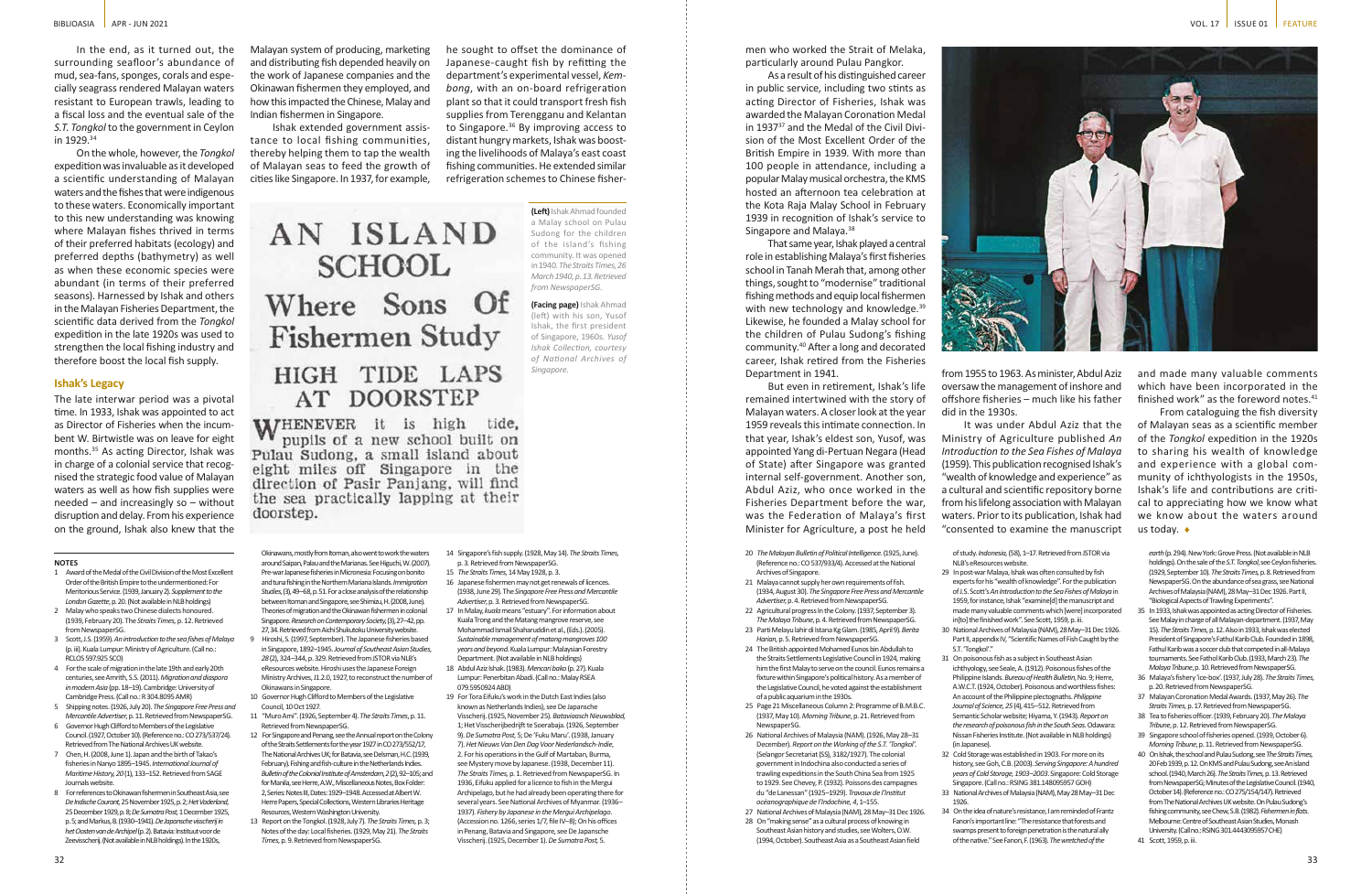In the end, as it turned out, the surrounding seafloor's abundance of mud, sea-fans, sponges, corals and especially seagrass rendered Malayan waters resistant to European trawls, leading to a fiscal loss and the eventual sale of the *S.T. Tongkol* to the government in Ceylon in 1929.[34]

On the whole, however, the *Tongkol* expedition was invaluable as it developed a scientific understanding of Malayan waters and the fishes that were indigenous to these waters. Economically important to this new understanding was knowing where Malayan fishes thrived in terms of their preferred habitats (ecology) and preferred depths (bathymetry) as well as when these economic species were abundant (in terms of their preferred seasons). Harnessed by Ishak and others in the Malayan Fisheries Department, the scientific data derived from the *Tongkol* expedition in the late 1920s was used to strengthen the local fishing industry and therefore boost the local fish supply.

## Ishak's Legacy

The late interwar period was a pivotal time. In 1933, Ishak was appointed to act as Director of Fisheries when the incumbent W. Birtwistle was on leave for eight months.[35] As acting Director, Ishak was in charge of a colonial service that recognised the strategic food value of Malayan waters as well as how fish supplies were needed – and increasingly so – without disruption and delay. From his experience on the ground, Ishak also knew that the Malayan system of producing, marketing and distributing fish depended heavily on the work of Japanese companies and the Okinawan fishermen they employed, and how this impacted the Chinese, Malay and Indian fishermen in Singapore.

Ishak extended government assistance to local fishing communities, thereby helping them to tap the wealth of Malayan seas to feed the growth of cities like Singapore. In 1937, for example, he sought to offset the dominance of Japanese-caught fish by refitting the department's experimental vessel, *Kembong*, with an on-board refrigeration plant so that it could transport fresh fish supplies from Terengganu and Kelantan to Singapore.[36] By improving access to distant hungry markets, Ishak was boosting the livelihoods of Malaya's east coast fishing communities. He extended similar refrigeration schemes to Chinese fishermen who worked the Strait of Melaka, particularly around Pulau Pangkor.

AN ISLAND SCHOOL
Where Sons Of Fishermen Study
HIGH TIDE LAPS AT DOORSTEP

WHENEVER it is high tide, pupils of a new school built on Pulau Sudong, a small island about eight miles off Singapore in the direction of Pasir Panjang, will find the sea practically lapping at their doorstep.

**(Left)** Ishak Ahmad founded a Malay school on Pulau Sudong for the children of the island's fishing community. It was opened in 1940. *The Straits Times, 26 March 1940, p. 13. Retrieved from NewspaperSG.*

**(Facing page)** Ishak Ahmad (left) with his son, Yusof Ishak, the first president of Singapore, 1960s. *Yusof Ishak Collection, courtesy of National Archives of Singapore.*

As a result of his distinguished career in public service, including two stints as acting Director of Fisheries, Ishak was awarded the Malayan Coronation Medal in 1937[37] and the Medal of the Civil Division of the Most Excellent Order of the British Empire in 1939. With more than 100 people in attendance, including a popular Malay musical orchestra, the KMS hosted an afternoon tea celebration at the Kota Raja Malay School in February 1939 in recognition of Ishak's service to Singapore and Malaya.[38]

That same year, Ishak played a central role in establishing Malaya's first fisheries school in Tanah Merah that, among other things, sought to "modernise" traditional fishing methods and equip local fishermen with new technology and knowledge.[39] Likewise, he founded a Malay school for the children of Pulau Sudong's fishing community.[40] After a long and decorated career, Ishak retired from the Fisheries Department in 1941.

But even in retirement, Ishak's life remained intertwined with the story of Malayan waters. A closer look at the year 1959 reveals this intimate connection. In that year, Ishak's eldest son, Yusof, was appointed Yang di-Pertuan Negara (Head of State) after Singapore was granted internal self-government. Another son, Abdul Aziz, who once worked in the Fisheries Department before the war, was the Federation of Malaya's first Minister for Agriculture, a post he held from 1955 to 1963. As minister, Abdul Aziz oversaw the management of inshore and offshore fisheries – much like his father did in the 1930s.

It was under Abdul Aziz that the Ministry of Agriculture published *An Introduction to the Sea Fishes of Malaya* (1959). This publication recognised Ishak's "wealth of knowledge and experience" as a cultural and scientific repository borne from his lifelong association with Malayan waters. Prior to its publication, Ishak had "consented to examine the manuscript and made many valuable comments which have been incorporated in the finished work" as the foreword notes.[41]

From cataloguing the fish diversity of Malayan seas as a scientific member of the *Tongkol* expedition in the 1920s to sharing his wealth of knowledge and experience with a global community of ichthyologists in the 1950s, Ishak's life and contributions are critical to appreciating how we know what we know about the waters around us today. ♦

## NOTES

1. Award of the Medal of the Civil Division of the Most Excellent Order of the British Empire to the undermentioned: For Meritorious Service. (1939, January 2). *Supplement to the London Gazette*, p. 20. (Not available in NLB holdings)
2. Malay who speaks two Chinese dialects honoured. (1939, February 20). The *Straits Times*, p. 12. Retrieved from NewspaperSG.
3. Scott, J.S. (1959). *An introduction to the sea fishes of Malaya* (p. iii). Kuala Lumpur: Ministry of Agriculture. (Call no.: RCLOS 597.925 SCO)
4. For the scale of migration in the late 19th and early 20th centuries, see Amrith, S.S. (2011). *Migration and diaspora in modern Asia* (pp. 18–19). Cambridge: University of Cambridge Press. (Call no.: R 304.8095 AMR)
5. Shipping notes. (1926, July 20). *The Singapore Free Press and Mercantile Advertiser*, p. 11. Retrieved from NewspaperSG.
6. Governor Hugh Clifford to Members of the Legislative Council. (1927, October 10). (Reference no.: CO 273/537/24). Retrieved from The National Archives UK website.
7. Chen, H. (2008, June 1). Japan and the birth of Takao's fisheries in Nanyo 1895–1945. *International Journal of Maritime History, 20* (1), 133–152. Retrieved from SAGE Journals website.
8. For references to Okinawan fishermen in Southeast Asia, see *De Indische Courant*, 25 November 1925, p. 2; *Het Vaderland*, 25 December 1929, p. 8; *De Sumatra Post*, 1 December 1925, p. 5; and Markus, B. (1930–1941). *De Japansche visscherij in het Oosten van de Archipel* (p. 2). Batavia: Instituut voor de Zeevisscherij. (Not available in NLB holdings). In the 1920s, Okinawans, mostly from Itoman, also went to work the waters around Saipan, Palau and the Marianas. See Higuchi, W. (2007). Pre-war Japanese fisheries in Micronesia: Focusing on bonito and tuna fishing in the Northern Mariana Islands. *Immigration Studies*, (3), 49–68, p. 51. For a close analysis of the relationship between Itoman and Singapore, see Shimizu, H. (2008, June). Theories of migration and the Okinawan fishermen in colonial Singapore. *Research on Contemporary Society*, (3), 27–42, pp. 27, 34. Retrieved from Aichi Shukutoku University website.
9. Hiroshi, S. (1997, September). The Japanese fisheries based in Singapore, 1892–1945. *Journal of Southeast Asian Studies, 28* (2), 324–344, p. 329. Retrieved from JSTOR via NLB's eResources website. Hiroshi uses the Japanese Foreign Ministry Archives, J1.2.0, 1927, to reconstruct the number of Okinawans in Singapore.
10. Governor Hugh Clifford to Members of the Legislative Council, 10 Oct 1927.
11. "Muro Ami". (1926, September 4). *The Straits Times*, p. 11. Retrieved from NewspaperSG.
12. For Singapore and Penang, see the Annual report on the Colony of the Straits Settlements for the year 1927 in CO 273/552/17, The National Archives UK; for Batavia, see Delsman, H.C. (1939, February). Fishing and fish-culture in the Netherlands Indies. *Bulletin of the Colonial Institute of Amsterdam, 2* (2), 92–105; and for Manila, see Herre, A.W., Miscellaneous Notes, Box Folder: 2, Series: Notes III, Dates: 1929–1948. Accessed at Albert W. Herre Papers, Special Collections, Western Libraries Heritage Resources, Western Washington University.
13. Report on the Tongkol. (1928, July 7). *The Straits Times*, p. 3; Notes of the day: Local fisheries. (1929, May 21). *The Straits Times*, p. 9. Retrieved from NewspaperSG.
14. Singapore's fish supply. (1928, May 14). *The Straits Times*, p. 3. Retrieved from NewspaperSG.
15. *The Straits Times*, 14 May 1928, p. 3.
16. Japanese fishermen may not get renewals of licences. (1938, June 29). *The Singapore Free Press and Mercantile Advertiser*, p. 3. Retrieved from NewspaperSG.
17. In Malay, *kuala* means "estuary". For information about Kuala Trong and the Matang mangrove reserve, see Mohammad Ismail Shaharuddin et al., (Eds.). (2005). *Sustainable management of matang mangroves 100 years and beyond*. Kuala Lumpur: Malaysian Forestry Department. (Not available in NLB holdings)
18. Abdul Aziz Ishak. (1983). *Mencari bako* (p. 27). Kuala Lumpur: Penerbitan Abadi. (Call no.: Malay RSEA 079.5950924 ABD)
19. For Tora Eifuku's work in the Dutch East Indies (also known as Netherlands Indies), see De Japansche Visscherij. (1925, November 25). *Bataviaasch Nieuwsblad*, 1; Het Visscherijbedrijft te Soerabaja. (1926, September 9). *De Sumatra Post*, 5; De 'Fuku Maru'. (1938, January 7). *Het Nieuws Van Den Dag Voor Nederlandsch-Indie*, 2. For his operations in the Gulf of Martaban, Burma, see Mystery move by Japanese. (1938, December 11). *The Straits Times*, p. 1. Retrieved from NewspaperSG. In 1936, Eifuku applied for a licence to fish in the Mergui Archipelago, but he had already been operating there for several years. See National Archives of Myanmar. (1936–1937). *Fishery by Japanese in the Mergui Archipelago*. (Accession no. 1266, series 1/7, file IV–8); On his offices in Penang, Batavia and Singapore, see De Japansche Visscherij. (1925, December 1). *De Sumatra Post*, 5.
20. *The Malayan Bulletin of Political Intelligence*. (1925, June). (Reference no.: CO 537/933/4). Accessed at the National Archives of Singapore.
21. Malaya cannot supply her own requirements of fish. (1934, August 30). *The Singapore Free Press and Mercantile Advertiser*, p. 4. Retrieved from NewspaperSG.
22. Agricultural progress In the Colony. (1937, September 3). *The Malaya Tribune*, p. 4. Retrieved from NewspaperSG.
23. Parti Melayu lahir di Istana Kg Glam. (1985, April 9). *Berita Harian*, p. 5. Retrieved from NewspaperSG.
24. The British appointed Mohamed Eunos bin Abdullah to the Straits Settlements Legislative Council in 1924, making him the first Malay to serve on the council. Eunos remains a fixture within Singapore's political history. As a member of the Legislative Council, he voted against the establishment of a public aquarium in the 1930s.
25. Page 21 Miscellaneous Column 2: Programme of B.M.B.C. (1937, May 10). *Morning Tribune*, p. 21. Retrieved from NewspaperSG.
26. National Archives of Malaysia (NAM). (1926, May 28–31 December). *Report on the Working of the S.T. 'Tongkol'*. (Selangor Secretariat [SS], 3182/1927). The colonial government in Indochina also conducted a series of trawling expeditions in the South China Sea from 1925 to 1929. See Chevey, P. (1932). Poissons des campagnes du "de Lanessan" (1925–1929). *Travaux de l'Institut océanographique de l'Indochine, 4*, 1–155.
27. National Archives of Malaysia (NAM), 28 May–31 Dec 1926.
28. On "making sense" as a cultural process of knowing in Southeast Asian history and studies, see Wolters, O.W. (1994, October). Southeast Asia as a Southeast Asian field of study. *Indonesia*, (58), 1–17. Retrieved from JSTOR via NLB's eResources website.
29. In post-war Malaya, Ishak was often consulted by fish experts for his "wealth of knowledge". For the publication of J.S. Scott's *An Introduction to the Sea Fishes of Malaya* in 1959, for instance, Ishak "examine[d] the manuscript and made many valuable comments which [were] incorporated in[to] the finished work". See Scott, 1959, p. iii.
30. National Archives of Malaysia (NAM), 28 May–31 Dec 1926. Part II, appendix IV, "Scientific Names of Fish Caught by the S.T. 'Tongkol'."
31. On poisonous fish as a subject in Southeast Asian ichthyology, see Seale, A. (1912). Poisonous fishes of the Philippine Islands. *Bureau of Health Bulletin*, No. 9; Herre, A.W.C.T. (1924, October). Poisonous and worthless fishes: An account of the Philippine plectognaths. *Philippine Journal of Science, 25* (4), 415–512. Retrieved from Semantic Scholar website; Hiyama, Y. (1943). *Report on the research of poisonous fish in the South Seas*. Odawara: Nissan Fisheries Institute. (Not available in NLB holdings) (in Japanese).
32. Cold Storage was established in 1903. For more on its history, see Goh, C.B. (2003). *Serving Singapore: A hundred years of Cold Storage, 1903–2003*. Singapore: Cold Storage Singapore. (Call no.: RSING 381.148095957 GOH)
33. National Archives of Malaysia (NAM), May 28 May–31 Dec 1926.
34. On the idea of nature's resistance, I am reminded of Frantz Fanon's important line: "The resistance that forests and swamps present to foreign penetration is the natural ally of the native." See Fanon, F. (1963). *The wretched of the earth* (p. 294). New York: Grove Press. (Not available in NLB holdings). On the sale of the *S.T. Tongkol*, see Ceylon fisheries. (1929, September 10). *The Straits Times*, p. 8. Retrieved from NewspaperSG. On the abundance of sea grass, see National Archives of Malaysia (NAM), 28 May–31 Dec 1926. Part II, "Biological Aspects of Trawling Experiments".
35. In 1933, Ishak was appointed as acting Director of Fisheries. See Malay in charge of all Malayan department. (1937, May 15). *The Straits Times*, p. 12. Also in 1933, Ishak was elected President of Singapore's Fathul Karib Club. Founded in 1898, Fathul Karib was a soccer club that competed in all-Malaya tournaments. See Fathol Karib Club. (1933, March 23). *The Malaya Tribune*, p. 10. Retrieved from NewspaperSG.
36. Malaya's fishery 'ice-box'. (1937, July 28). *The Straits Times*, p. 20. Retrieved from NewspaperSG.
37. Malayan Coronation Medal Awards. (1937, May 26). *The Straits Times*, p. 17. Retrieved from NewspaperSG.
38. Tea to fisheries officer. (1939, February 20). *The Malaya Tribune*, p. 12. Retrieved from NewspaperSG.
39. Singapore school of fisheries opened. (1939, October 6). *Morning Tribune*, p. 11. Retrieved from NewspaperSG.
40. On Ishak, the school and Pulau Sudong, see *The Straits Times*, 20 Feb 1939, p. 12. On KMS and Pulau Sudong, see An island school. (1940, March 26). *The Straits Times*, p. 13. Retrieved from NewspaperSG; Minutes of the Legislative Council. (1940, October 14). (Reference no.: CO 275/154/147). Retrieved from The National Archives UK website. On Pulau Sudong's fishing community, see Chew, S.B. (1982). *Fishermen in flats*. Melbourne: Centre of Southeast Asian Studies, Monash University. (Call no.: RSING 301.4443095957 CHE)
41. Scott, 1959, p. iii.